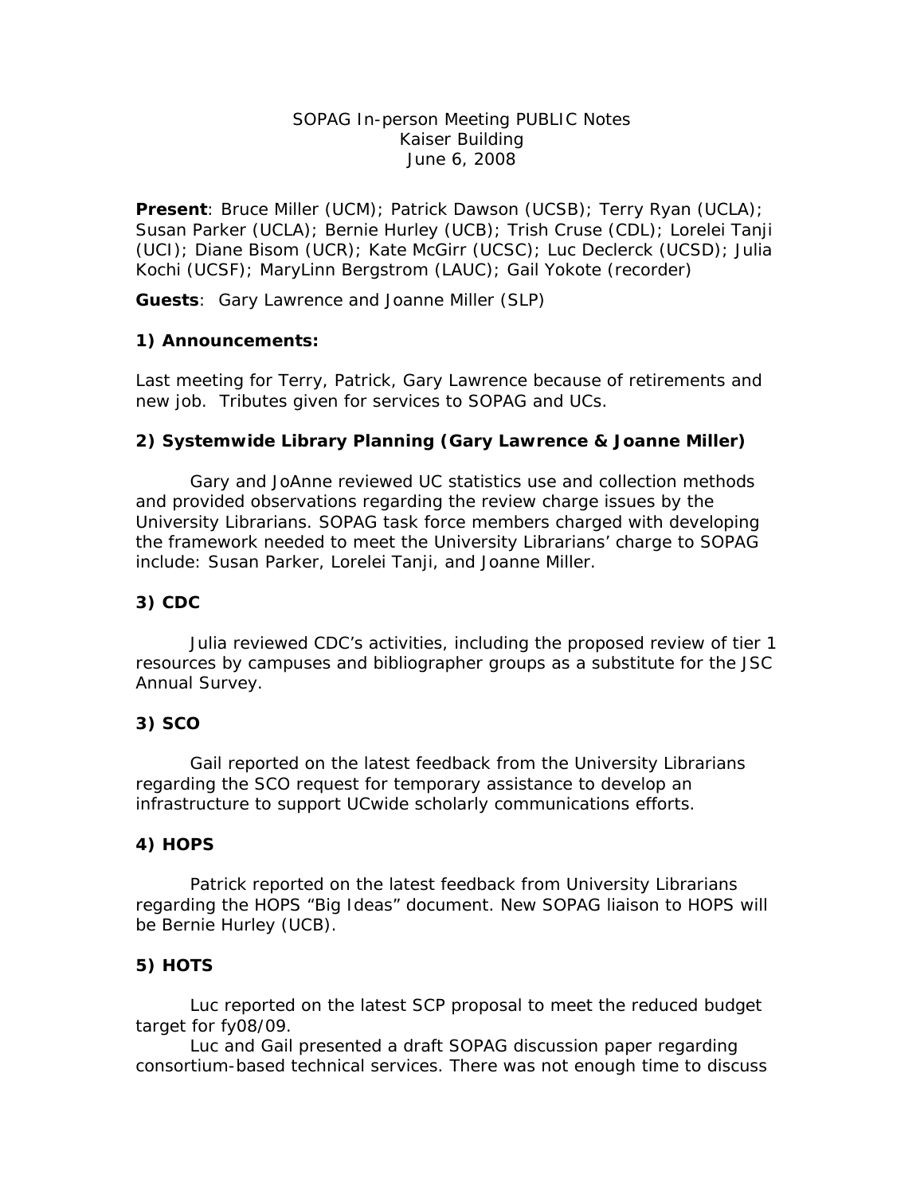SOPAG In-person Meeting PUBLIC Notes
Kaiser Building
June 6, 2008

**Present**: Bruce Miller (UCM); Patrick Dawson (UCSB); Terry Ryan (UCLA); Susan Parker (UCLA); Bernie Hurley (UCB); Trish Cruse (CDL); Lorelei Tanji (UCI); Diane Bisom (UCR); Kate McGirr (UCSC); Luc Declerck (UCSD); Julia Kochi (UCSF); MaryLinn Bergstrom (LAUC); Gail Yokote (recorder)

**Guests**: Gary Lawrence and Joanne Miller (SLP)

**1) Announcements:**

Last meeting for Terry, Patrick, Gary Lawrence because of retirements and new job. Tributes given for services to SOPAG and UCs.

**2) Systemwide Library Planning (Gary Lawrence & Joanne Miller)**

Gary and JoAnne reviewed UC statistics use and collection methods and provided observations regarding the review charge issues by the University Librarians. SOPAG task force members charged with developing the framework needed to meet the University Librarians' charge to SOPAG include: Susan Parker, Lorelei Tanji, and Joanne Miller.

**3) CDC**

Julia reviewed CDC's activities, including the proposed review of tier 1 resources by campuses and bibliographer groups as a substitute for the JSC Annual Survey.

**3) SCO**

Gail reported on the latest feedback from the University Librarians regarding the SCO request for temporary assistance to develop an infrastructure to support UCwide scholarly communications efforts.

**4) HOPS**

Patrick reported on the latest feedback from University Librarians regarding the HOPS "Big Ideas" document. New SOPAG liaison to HOPS will be Bernie Hurley (UCB).

**5) HOTS**

Luc reported on the latest SCP proposal to meet the reduced budget target for fy08/09.

Luc and Gail presented a draft SOPAG discussion paper regarding consortium-based technical services. There was not enough time to discuss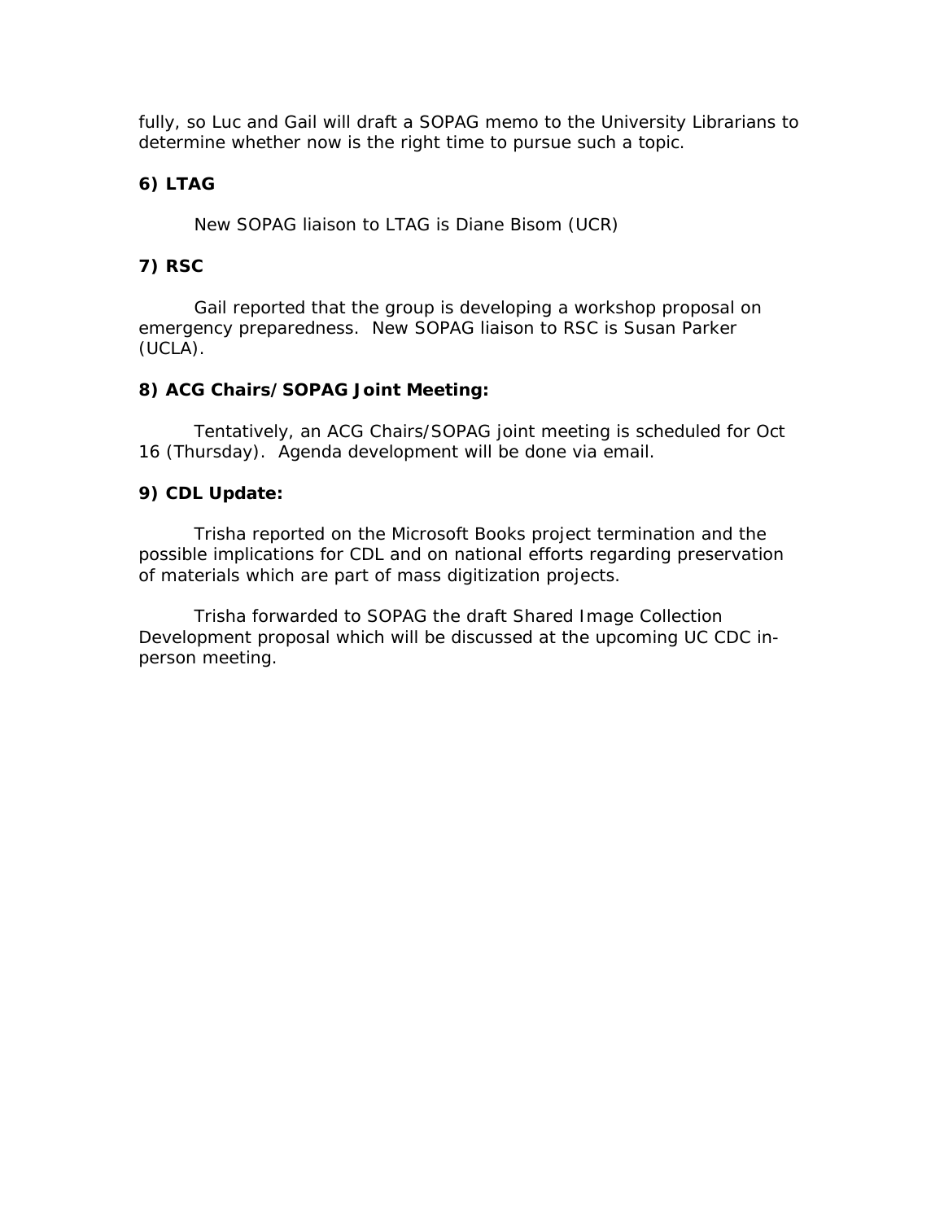fully, so Luc and Gail will draft a SOPAG memo to the University Librarians to determine whether now is the right time to pursue such a topic.

**6) LTAG**

New SOPAG liaison to LTAG is Diane Bisom (UCR)

**7) RSC**

Gail reported that the group is developing a workshop proposal on emergency preparedness. New SOPAG liaison to RSC is Susan Parker (UCLA).

**8) ACG Chairs/SOPAG Joint Meeting:**

Tentatively, an ACG Chairs/SOPAG joint meeting is scheduled for Oct 16 (Thursday). Agenda development will be done via email.

**9) CDL Update:**

Trisha reported on the Microsoft Books project termination and the possible implications for CDL and on national efforts regarding preservation of materials which are part of mass digitization projects.

Trisha forwarded to SOPAG the draft Shared Image Collection Development proposal which will be discussed at the upcoming UC CDC in-person meeting.